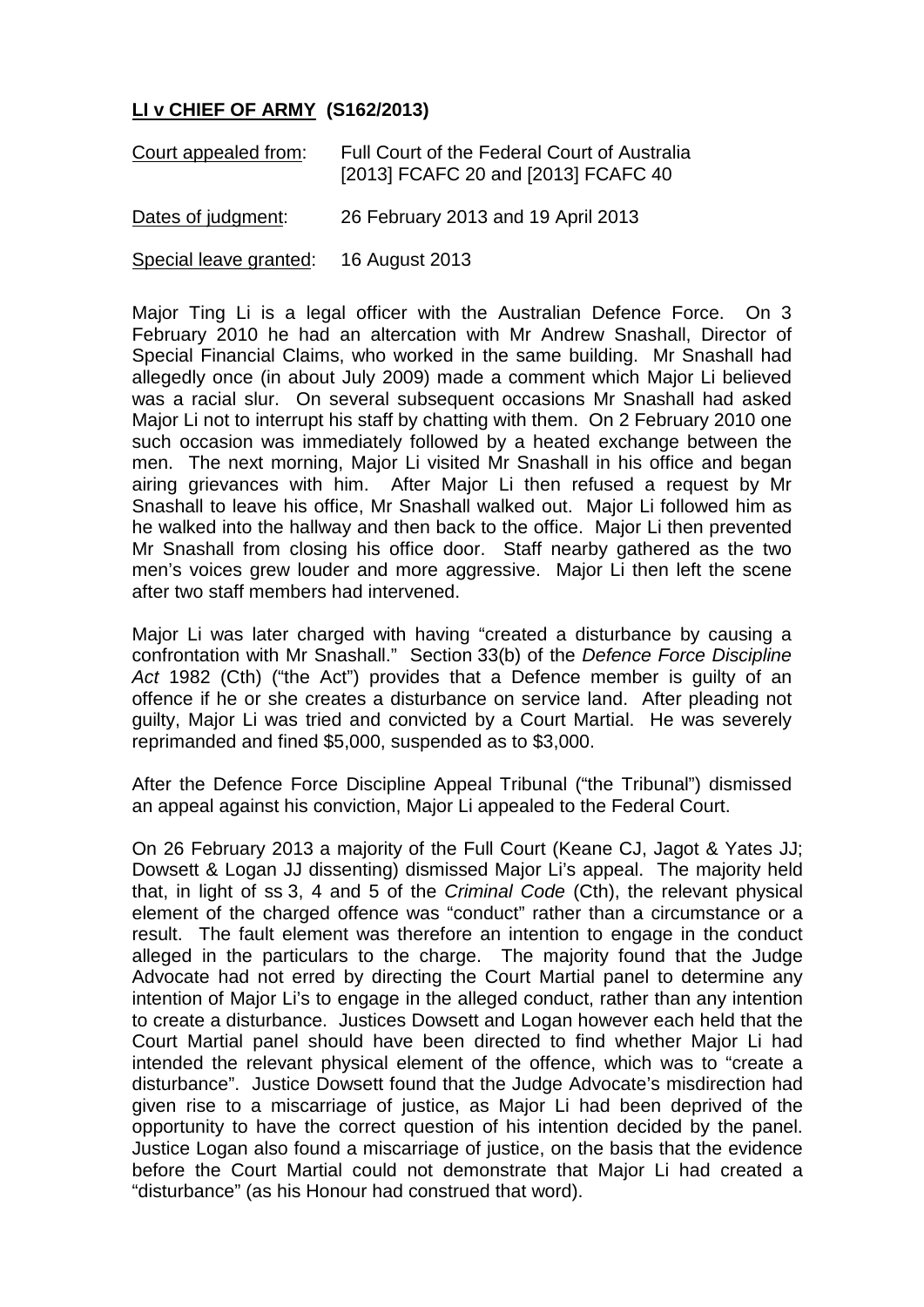**<u>LI v CHIEF OF ARMY</u> (S162/2013)**

| | |
|---|---|
| <u>Court appealed from</u>: | Full Court of the Federal Court of Australia [2013] FCAFC 20 and [2013] FCAFC 40 |
| <u>Dates of judgment</u>: | 26 February 2013 and 19 April 2013 |
| <u>Special leave granted</u>: | 16 August 2013 |

Major Ting Li is a legal officer with the Australian Defence Force. On 3 February 2010 he had an altercation with Mr Andrew Snashall, Director of Special Financial Claims, who worked in the same building. Mr Snashall had allegedly once (in about July 2009) made a comment which Major Li believed was a racial slur. On several subsequent occasions Mr Snashall had asked Major Li not to interrupt his staff by chatting with them. On 2 February 2010 one such occasion was immediately followed by a heated exchange between the men. The next morning, Major Li visited Mr Snashall in his office and began airing grievances with him. After Major Li then refused a request by Mr Snashall to leave his office, Mr Snashall walked out. Major Li followed him as he walked into the hallway and then back to the office. Major Li then prevented Mr Snashall from closing his office door. Staff nearby gathered as the two men's voices grew louder and more aggressive. Major Li then left the scene after two staff members had intervened.

Major Li was later charged with having "created a disturbance by causing a confrontation with Mr Snashall." Section 33(b) of the *Defence Force Discipline Act* 1982 (Cth) ("the Act") provides that a Defence member is guilty of an offence if he or she creates a disturbance on service land. After pleading not guilty, Major Li was tried and convicted by a Court Martial. He was severely reprimanded and fined $5,000, suspended as to $3,000.

After the Defence Force Discipline Appeal Tribunal ("the Tribunal") dismissed an appeal against his conviction, Major Li appealed to the Federal Court.

On 26 February 2013 a majority of the Full Court (Keane CJ, Jagot & Yates JJ; Dowsett & Logan JJ dissenting) dismissed Major Li's appeal. The majority held that, in light of ss 3, 4 and 5 of the *Criminal Code* (Cth), the relevant physical element of the charged offence was "conduct" rather than a circumstance or a result. The fault element was therefore an intention to engage in the conduct alleged in the particulars to the charge. The majority found that the Judge Advocate had not erred by directing the Court Martial panel to determine any intention of Major Li's to engage in the alleged conduct, rather than any intention to create a disturbance. Justices Dowsett and Logan however each held that the Court Martial panel should have been directed to find whether Major Li had intended the relevant physical element of the offence, which was to "create a disturbance". Justice Dowsett found that the Judge Advocate's misdirection had given rise to a miscarriage of justice, as Major Li had been deprived of the opportunity to have the correct question of his intention decided by the panel. Justice Logan also found a miscarriage of justice, on the basis that the evidence before the Court Martial could not demonstrate that Major Li had created a "disturbance" (as his Honour had construed that word).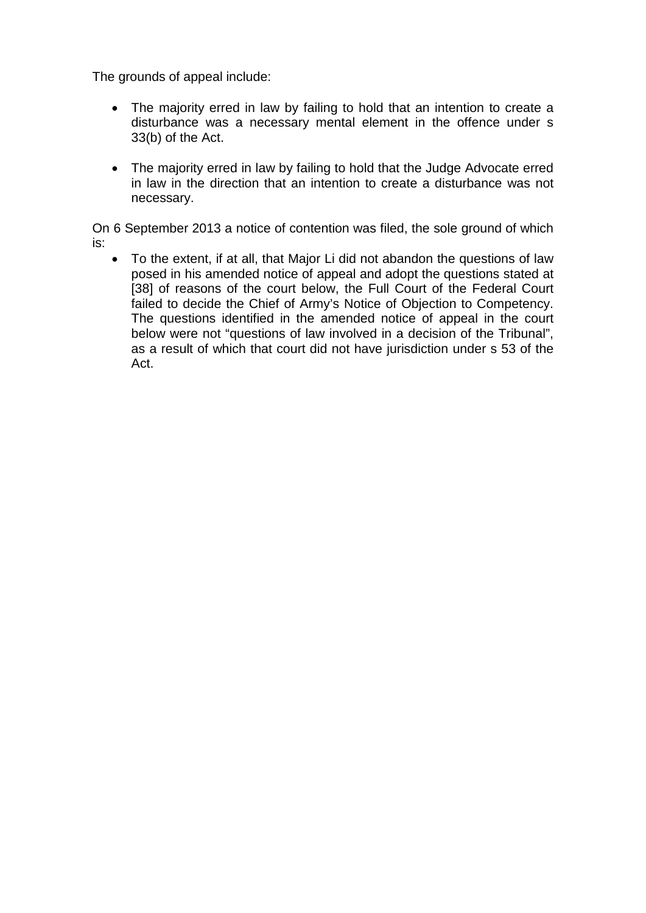The grounds of appeal include:

- The majority erred in law by failing to hold that an intention to create a disturbance was a necessary mental element in the offence under s 33(b) of the Act.

- The majority erred in law by failing to hold that the Judge Advocate erred in law in the direction that an intention to create a disturbance was not necessary.

On 6 September 2013 a notice of contention was filed, the sole ground of which is:

- To the extent, if at all, that Major Li did not abandon the questions of law posed in his amended notice of appeal and adopt the questions stated at [38] of reasons of the court below, the Full Court of the Federal Court failed to decide the Chief of Army's Notice of Objection to Competency. The questions identified in the amended notice of appeal in the court below were not "questions of law involved in a decision of the Tribunal", as a result of which that court did not have jurisdiction under s 53 of the Act.